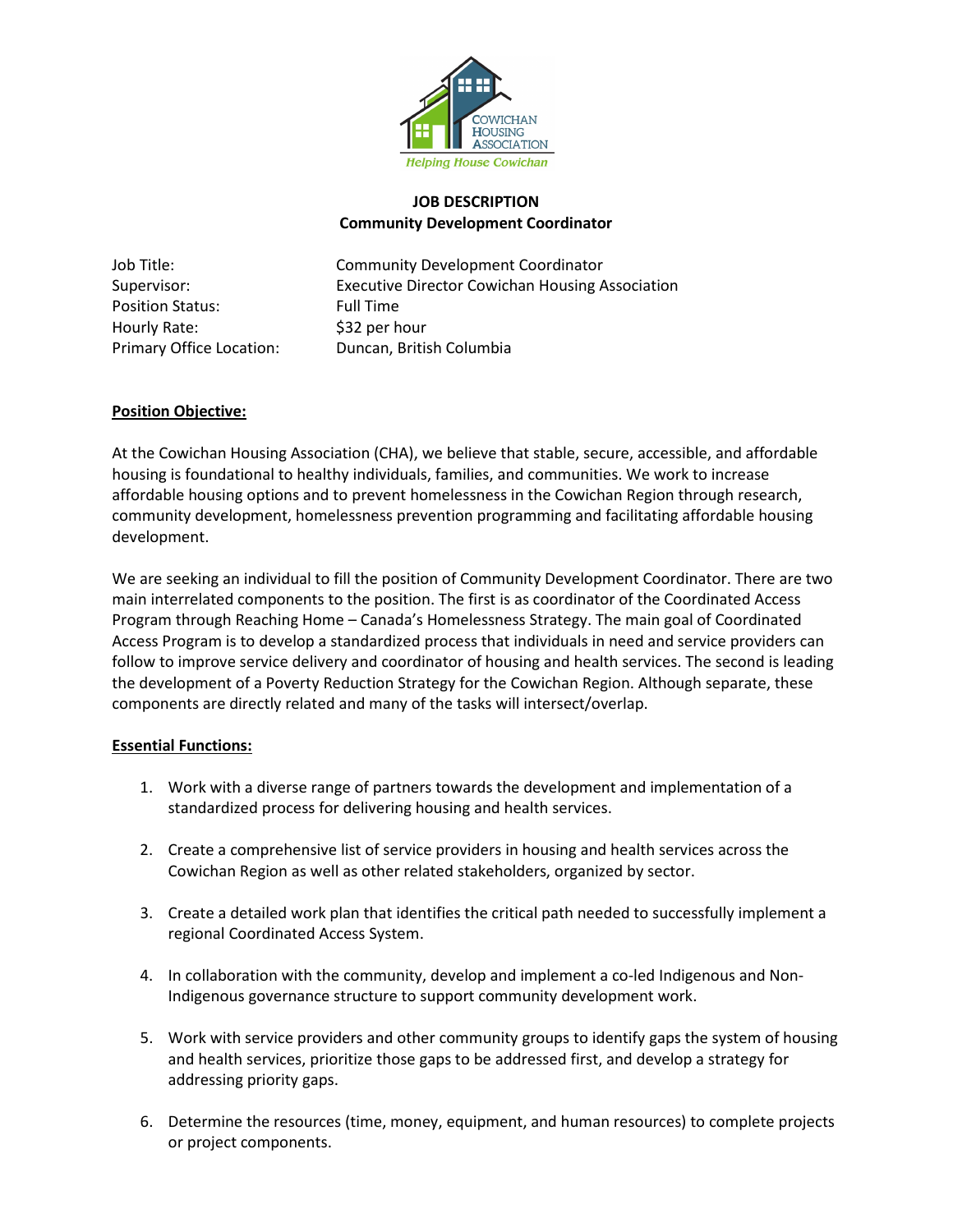# JOB DESCRIPTION
## Community Development Coordinator

| | |
|---|---|
| Job Title: | Community Development Coordinator |
| Supervisor: | Executive Director Cowichan Housing Association |
| Position Status: | Full Time |
| Hourly Rate: | $32 per hour |
| Primary Office Location: | Duncan, British Columbia |

**Position Objective:**

At the Cowichan Housing Association (CHA), we believe that stable, secure, accessible, and affordable housing is foundational to healthy individuals, families, and communities. We work to increase affordable housing options and to prevent homelessness in the Cowichan Region through research, community development, homelessness prevention programming and facilitating affordable housing development.

We are seeking an individual to fill the position of Community Development Coordinator. There are two main interrelated components to the position. The first is as coordinator of the Coordinated Access Program through Reaching Home – Canada's Homelessness Strategy. The main goal of Coordinated Access Program is to develop a standardized process that individuals in need and service providers can follow to improve service delivery and coordinator of housing and health services. The second is leading the development of a Poverty Reduction Strategy for the Cowichan Region. Although separate, these components are directly related and many of the tasks will intersect/overlap.

**Essential Functions:**

1. Work with a diverse range of partners towards the development and implementation of a standardized process for delivering housing and health services.

2. Create a comprehensive list of service providers in housing and health services across the Cowichan Region as well as other related stakeholders, organized by sector.

3. Create a detailed work plan that identifies the critical path needed to successfully implement a regional Coordinated Access System.

4. In collaboration with the community, develop and implement a co-led Indigenous and Non-Indigenous governance structure to support community development work.

5. Work with service providers and other community groups to identify gaps the system of housing and health services, prioritize those gaps to be addressed first, and develop a strategy for addressing priority gaps.

6. Determine the resources (time, money, equipment, and human resources) to complete projects or project components.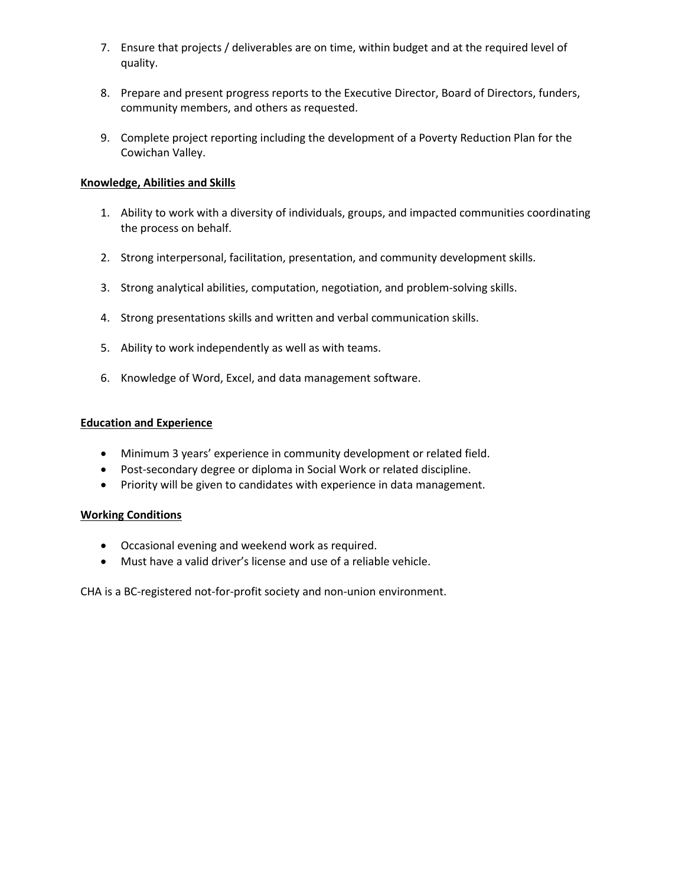7. Ensure that projects / deliverables are on time, within budget and at the required level of quality.

8. Prepare and present progress reports to the Executive Director, Board of Directors, funders, community members, and others as requested.

9. Complete project reporting including the development of a Poverty Reduction Plan for the Cowichan Valley.

**Knowledge, Abilities and Skills**

1. Ability to work with a diversity of individuals, groups, and impacted communities coordinating the process on behalf.

2. Strong interpersonal, facilitation, presentation, and community development skills.

3. Strong analytical abilities, computation, negotiation, and problem-solving skills.

4. Strong presentations skills and written and verbal communication skills.

5. Ability to work independently as well as with teams.

6. Knowledge of Word, Excel, and data management software.

**Education and Experience**

- Minimum 3 years' experience in community development or related field.
- Post-secondary degree or diploma in Social Work or related discipline.
- Priority will be given to candidates with experience in data management.

**Working Conditions**

- Occasional evening and weekend work as required.
- Must have a valid driver's license and use of a reliable vehicle.

CHA is a BC-registered not-for-profit society and non-union environment.